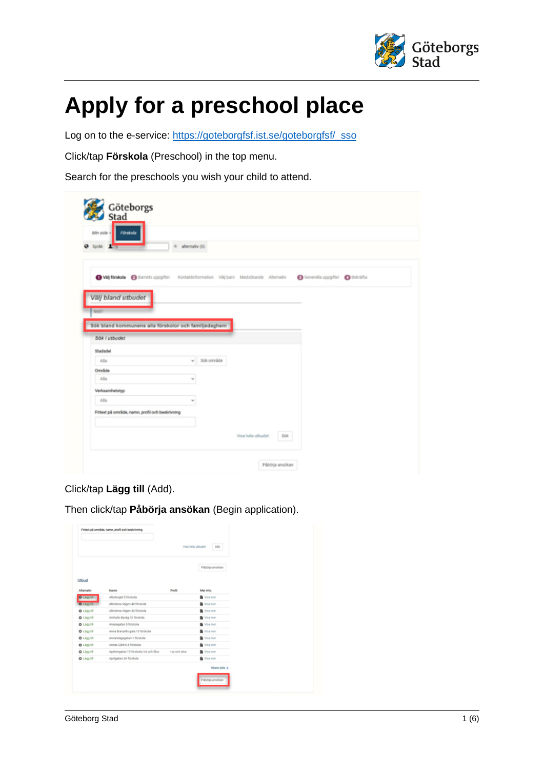# Apply for a preschool place

Log on to the e-service: [https://goteborgfsf.ist.se/goteborgfsf/_sso](https://goteborgfsf.ist.se/goteborgfsf/_sso)

Click/tap **Förskola** (Preschool) in the top menu.

Search for the preschools you wish your child to attend.

Click/tap **Lägg till** (Add).

Then click/tap **Påbörja ansökan** (Begin application).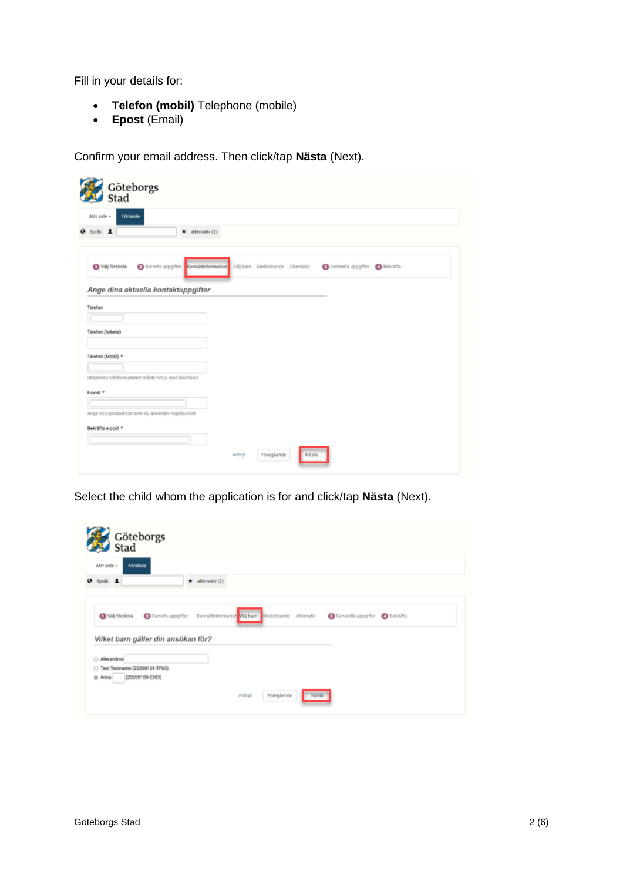Fill in your details for:

- **Telefon (mobil)** Telephone (mobile)
- **Epost** (Email)

Confirm your email address. Then click/tap **Nästa** (Next).

Select the child whom the application is for and click/tap **Nästa** (Next).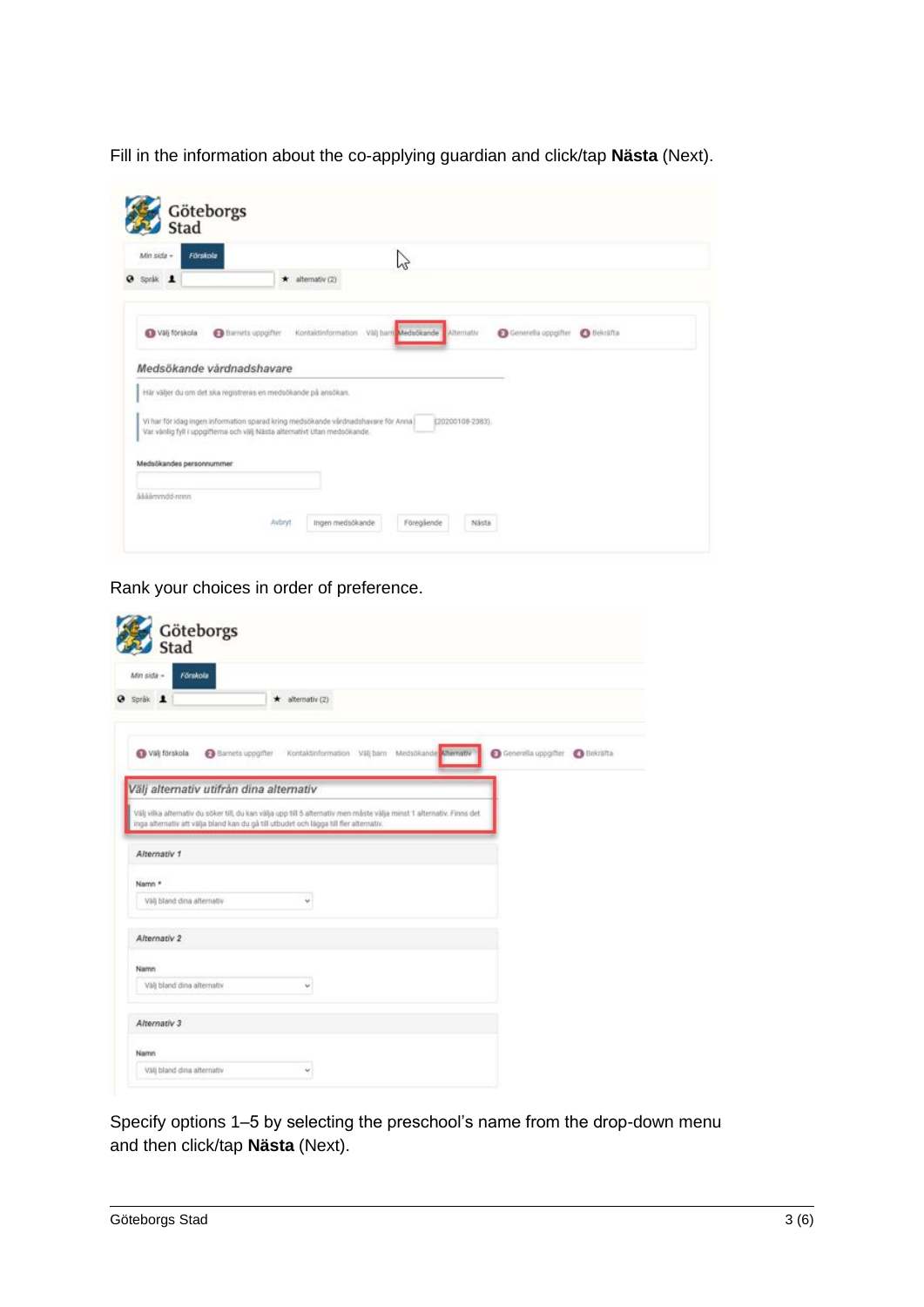Fill in the information about the co-applying guardian and click/tap **Nästa** (Next).

Rank your choices in order of preference.

Specify options 1–5 by selecting the preschool’s name from the drop-down menu and then click/tap **Nästa** (Next).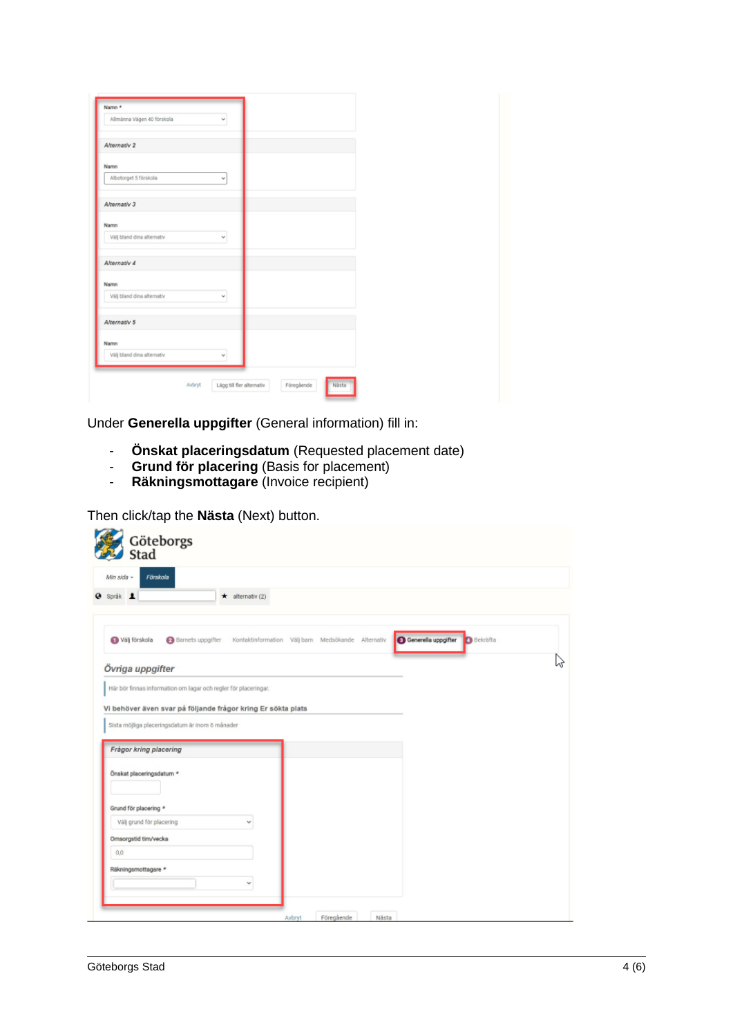Under **Generella uppgifter** (General information) fill in:

- **Önskat placeringsdatum** (Requested placement date)
- **Grund för placering** (Basis for placement)
- **Räkningsmottagare** (Invoice recipient)

Then click/tap the **Nästa** (Next) button.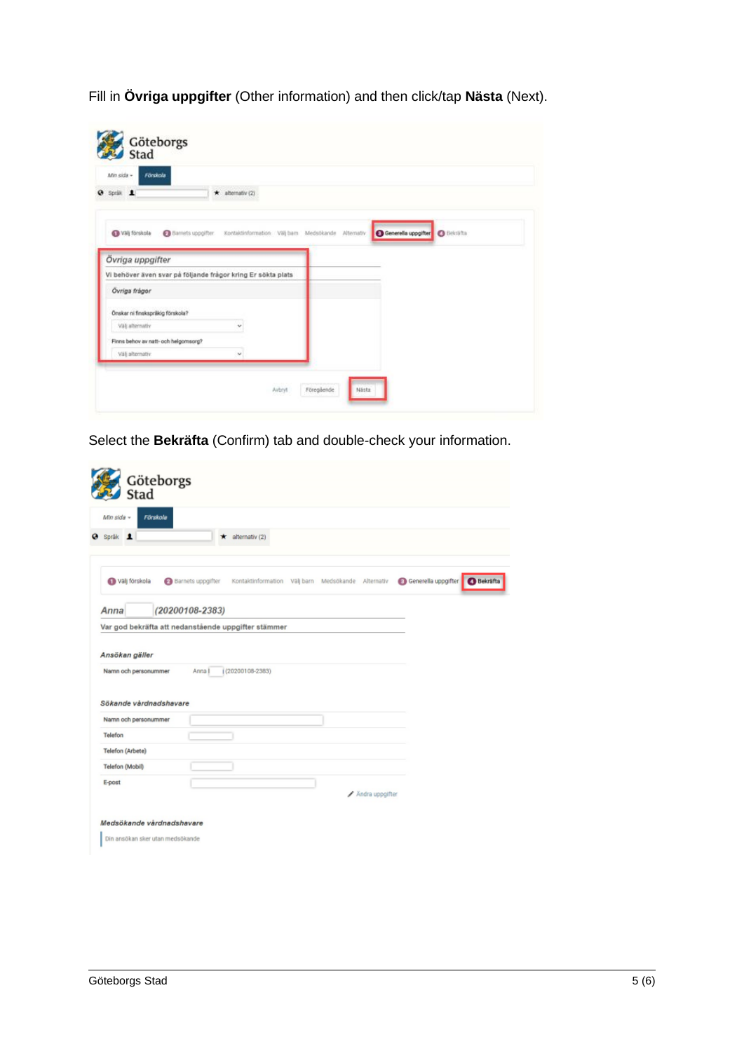Fill in **Övriga uppgifter** (Other information) and then click/tap **Nästa** (Next).

Select the **Bekräfta** (Confirm) tab and double-check your information.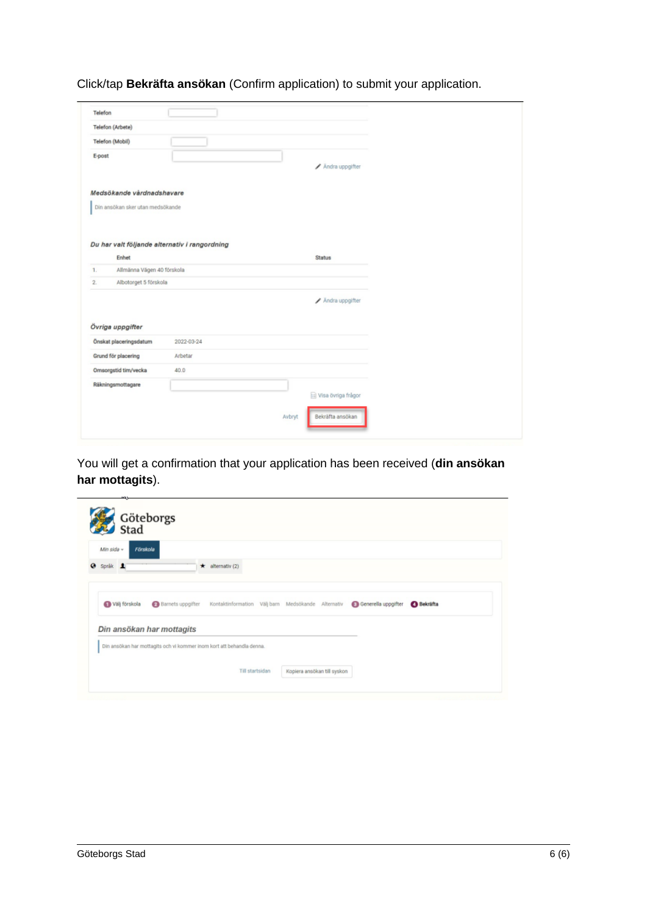Click/tap **Bekräfta ansökan** (Confirm application) to submit your application.

You will get a confirmation that your application has been received (**din ansökan har mottagits**).